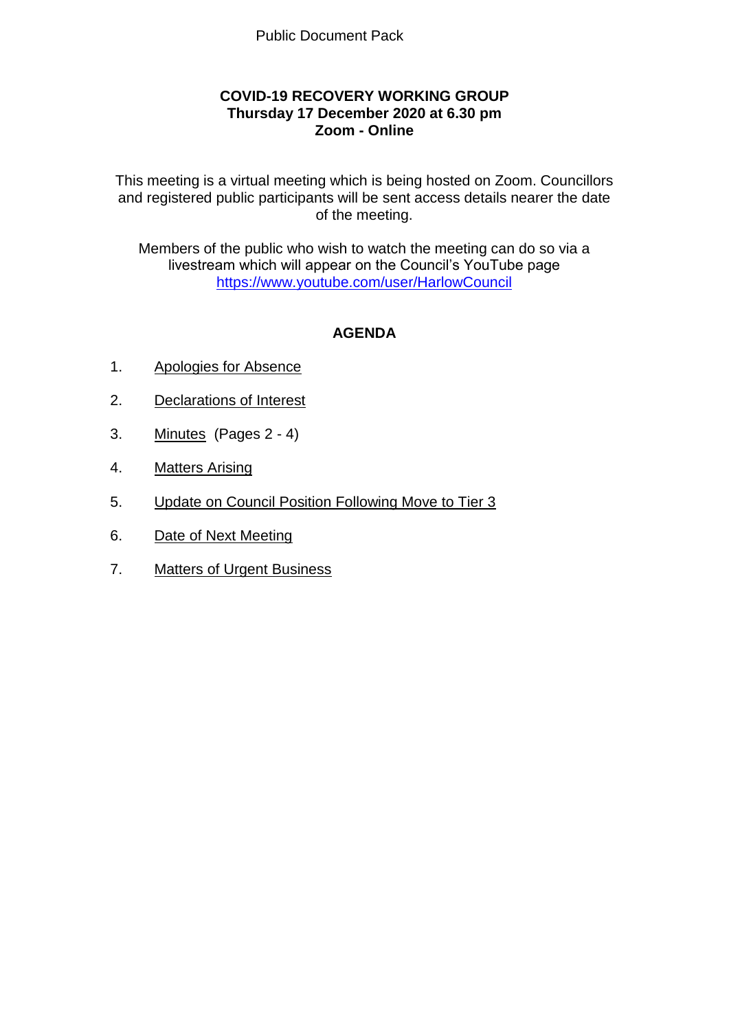Public Document Pack

# COVID-19 RECOVERY WORKING GROUP
**Thursday 17 December 2020 at 6.30 pm**
**Zoom - Online**

This meeting is a virtual meeting which is being hosted on Zoom. Councillors and registered public participants will be sent access details nearer the date of the meeting.

Members of the public who wish to watch the meeting can do so via a livestream which will appear on the Council's YouTube page https://www.youtube.com/user/HarlowCouncil

## AGENDA

1. Apologies for Absence
2. Declarations of Interest
3. Minutes (Pages 2 - 4)
4. Matters Arising
5. Update on Council Position Following Move to Tier 3
6. Date of Next Meeting
7. Matters of Urgent Business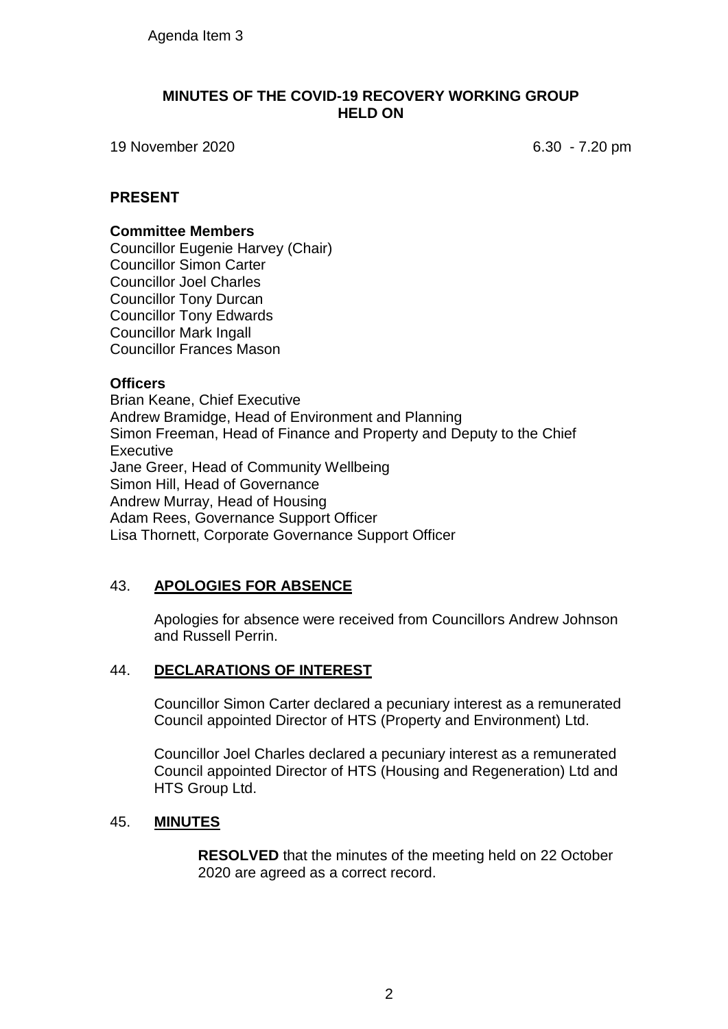Agenda Item 3

# MINUTES OF THE COVID-19 RECOVERY WORKING GROUP HELD ON

19 November 2020 6.30 - 7.20 pm

## PRESENT

### Committee Members

Councillor Eugenie Harvey (Chair)
Councillor Simon Carter
Councillor Joel Charles
Councillor Tony Durcan
Councillor Tony Edwards
Councillor Mark Ingall
Councillor Frances Mason

### Officers

Brian Keane, Chief Executive
Andrew Bramidge, Head of Environment and Planning
Simon Freeman, Head of Finance and Property and Deputy to the Chief Executive
Jane Greer, Head of Community Wellbeing
Simon Hill, Head of Governance
Andrew Murray, Head of Housing
Adam Rees, Governance Support Officer
Lisa Thornett, Corporate Governance Support Officer

## 43. APOLOGIES FOR ABSENCE

Apologies for absence were received from Councillors Andrew Johnson and Russell Perrin.

## 44. DECLARATIONS OF INTEREST

Councillor Simon Carter declared a pecuniary interest as a remunerated Council appointed Director of HTS (Property and Environment) Ltd.

Councillor Joel Charles declared a pecuniary interest as a remunerated Council appointed Director of HTS (Housing and Regeneration) Ltd and HTS Group Ltd.

## 45. MINUTES

**RESOLVED** that the minutes of the meeting held on 22 October 2020 are agreed as a correct record.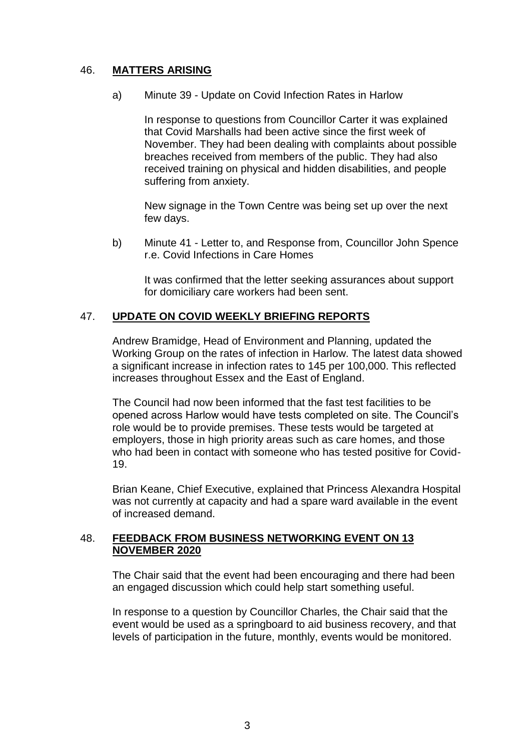## 46. **MATTERS ARISING**

a) Minute 39 - Update on Covid Infection Rates in Harlow

In response to questions from Councillor Carter it was explained that Covid Marshalls had been active since the first week of November. They had been dealing with complaints about possible breaches received from members of the public. They had also received training on physical and hidden disabilities, and people suffering from anxiety.

New signage in the Town Centre was being set up over the next few days.

b) Minute 41 - Letter to, and Response from, Councillor John Spence r.e. Covid Infections in Care Homes

It was confirmed that the letter seeking assurances about support for domiciliary care workers had been sent.

## 47. **UPDATE ON COVID WEEKLY BRIEFING REPORTS**

Andrew Bramidge, Head of Environment and Planning, updated the Working Group on the rates of infection in Harlow. The latest data showed a significant increase in infection rates to 145 per 100,000. This reflected increases throughout Essex and the East of England.

The Council had now been informed that the fast test facilities to be opened across Harlow would have tests completed on site. The Council's role would be to provide premises. These tests would be targeted at employers, those in high priority areas such as care homes, and those who had been in contact with someone who has tested positive for Covid-19.

Brian Keane, Chief Executive, explained that Princess Alexandra Hospital was not currently at capacity and had a spare ward available in the event of increased demand.

## 48. **FEEDBACK FROM BUSINESS NETWORKING EVENT ON 13 NOVEMBER 2020**

The Chair said that the event had been encouraging and there had been an engaged discussion which could help start something useful.

In response to a question by Councillor Charles, the Chair said that the event would be used as a springboard to aid business recovery, and that levels of participation in the future, monthly, events would be monitored.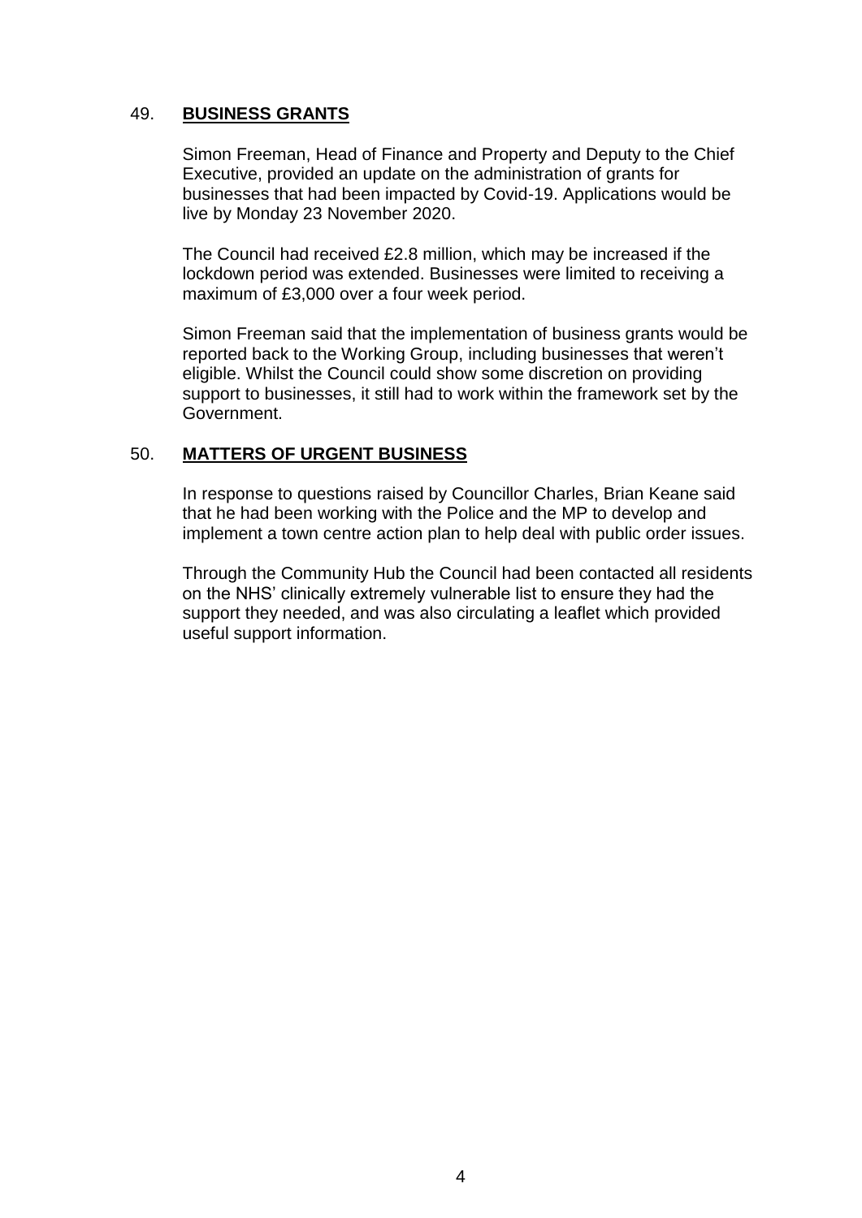## 49. **BUSINESS GRANTS**

Simon Freeman, Head of Finance and Property and Deputy to the Chief Executive, provided an update on the administration of grants for businesses that had been impacted by Covid-19. Applications would be live by Monday 23 November 2020.

The Council had received £2.8 million, which may be increased if the lockdown period was extended. Businesses were limited to receiving a maximum of £3,000 over a four week period.

Simon Freeman said that the implementation of business grants would be reported back to the Working Group, including businesses that weren't eligible. Whilst the Council could show some discretion on providing support to businesses, it still had to work within the framework set by the Government.

## 50. **MATTERS OF URGENT BUSINESS**

In response to questions raised by Councillor Charles, Brian Keane said that he had been working with the Police and the MP to develop and implement a town centre action plan to help deal with public order issues.

Through the Community Hub the Council had been contacted all residents on the NHS' clinically extremely vulnerable list to ensure they had the support they needed, and was also circulating a leaflet which provided useful support information.